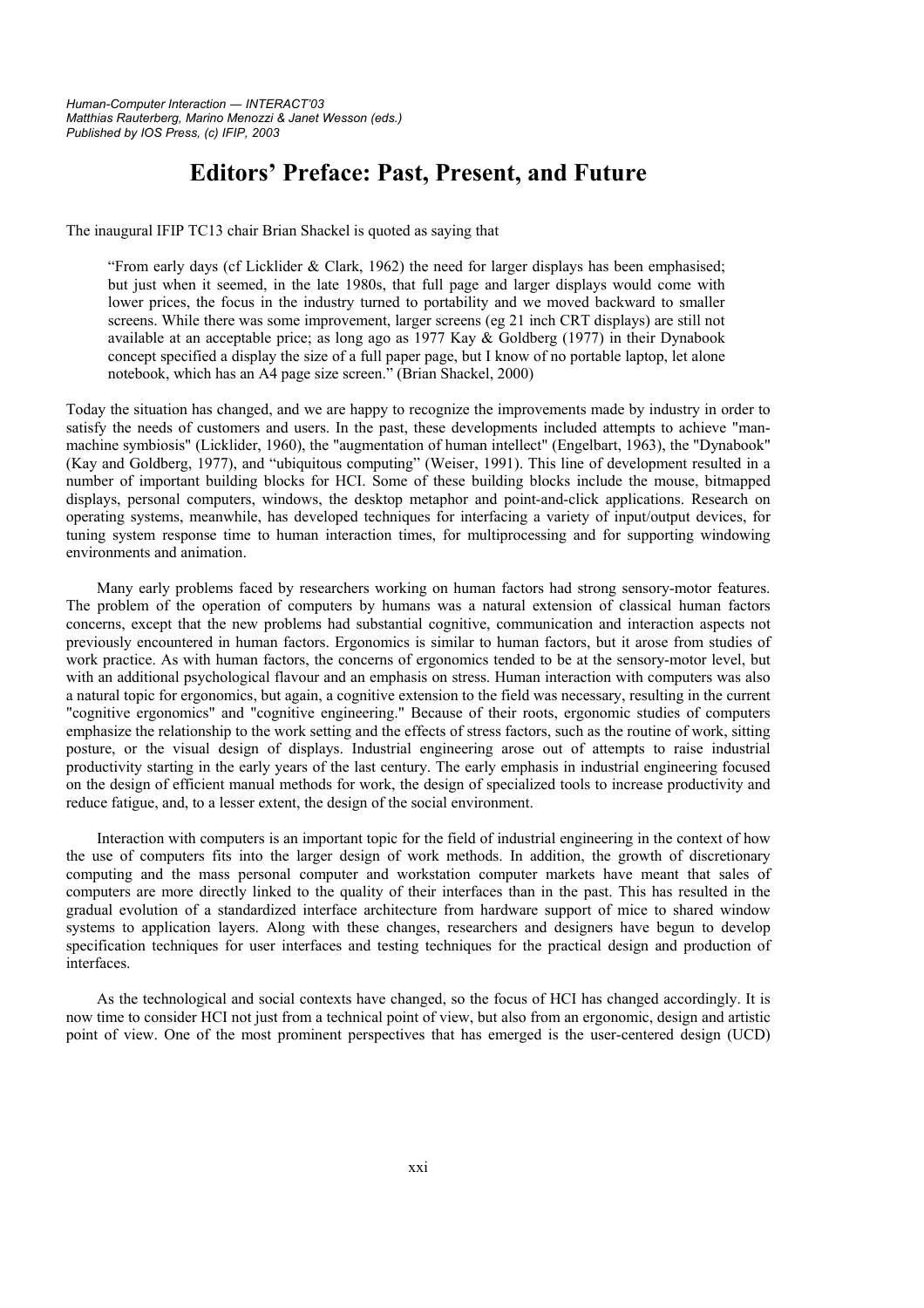# Editors' Preface: Past, Present, and Future

The inaugural IFIP TC13 chair Brian Shackel is quoted as saying that

> "From early days (cf Licklider & Clark, 1962) the need for larger displays has been emphasised; but just when it seemed, in the late 1980s, that full page and larger displays would come with lower prices, the focus in the industry turned to portability and we moved backward to smaller screens. While there was some improvement, larger screens (eg 21 inch CRT displays) are still not available at an acceptable price; as long ago as 1977 Kay & Goldberg (1977) in their Dynabook concept specified a display the size of a full paper page, but I know of no portable laptop, let alone notebook, which has an A4 page size screen." (Brian Shackel, 2000)

Today the situation has changed, and we are happy to recognize the improvements made by industry in order to satisfy the needs of customers and users. In the past, these developments included attempts to achieve "man-machine symbiosis" (Licklider, 1960), the "augmentation of human intellect" (Engelbart, 1963), the "Dynabook" (Kay and Goldberg, 1977), and "ubiquitous computing" (Weiser, 1991). This line of development resulted in a number of important building blocks for HCI. Some of these building blocks include the mouse, bitmapped displays, personal computers, windows, the desktop metaphor and point-and-click applications. Research on operating systems, meanwhile, has developed techniques for interfacing a variety of input/output devices, for tuning system response time to human interaction times, for multiprocessing and for supporting windowing environments and animation.

Many early problems faced by researchers working on human factors had strong sensory-motor features. The problem of the operation of computers by humans was a natural extension of classical human factors concerns, except that the new problems had substantial cognitive, communication and interaction aspects not previously encountered in human factors. Ergonomics is similar to human factors, but it arose from studies of work practice. As with human factors, the concerns of ergonomics tended to be at the sensory-motor level, but with an additional psychological flavour and an emphasis on stress. Human interaction with computers was also a natural topic for ergonomics, but again, a cognitive extension to the field was necessary, resulting in the current "cognitive ergonomics" and "cognitive engineering." Because of their roots, ergonomic studies of computers emphasize the relationship to the work setting and the effects of stress factors, such as the routine of work, sitting posture, or the visual design of displays. Industrial engineering arose out of attempts to raise industrial productivity starting in the early years of the last century. The early emphasis in industrial engineering focused on the design of efficient manual methods for work, the design of specialized tools to increase productivity and reduce fatigue, and, to a lesser extent, the design of the social environment.

Interaction with computers is an important topic for the field of industrial engineering in the context of how the use of computers fits into the larger design of work methods. In addition, the growth of discretionary computing and the mass personal computer and workstation computer markets have meant that sales of computers are more directly linked to the quality of their interfaces than in the past. This has resulted in the gradual evolution of a standardized interface architecture from hardware support of mice to shared window systems to application layers. Along with these changes, researchers and designers have begun to develop specification techniques for user interfaces and testing techniques for the practical design and production of interfaces.

As the technological and social contexts have changed, so the focus of HCI has changed accordingly. It is now time to consider HCI not just from a technical point of view, but also from an ergonomic, design and artistic point of view. One of the most prominent perspectives that has emerged is the user-centered design (UCD)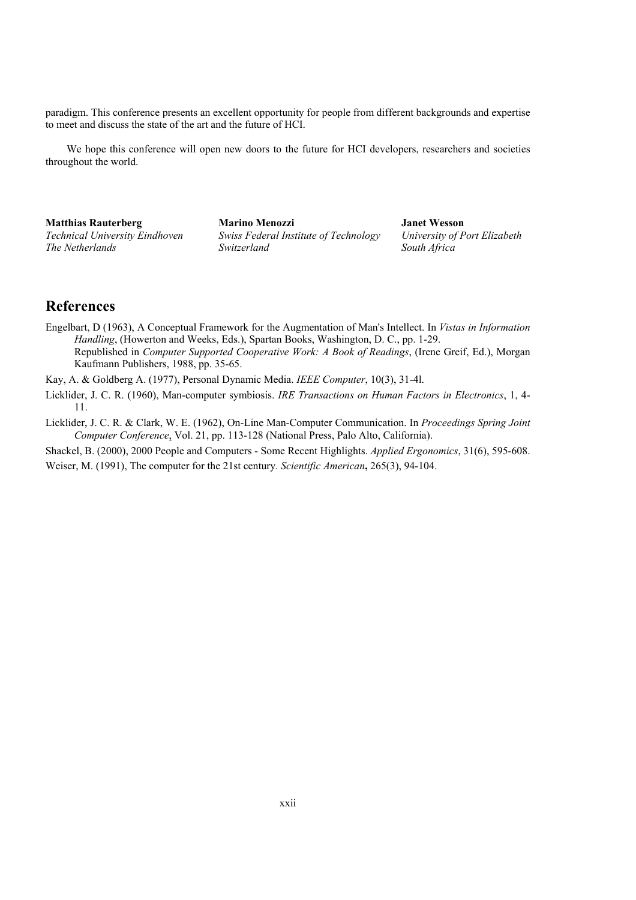paradigm. This conference presents an excellent opportunity for people from different backgrounds and expertise to meet and discuss the state of the art and the future of HCI.

We hope this conference will open new doors to the future for HCI developers, researchers and societies throughout the world.

**Matthias Rauterberg**
*Technical University Eindhoven*
*The Netherlands*

**Marino Menozzi**
*Swiss Federal Institute of Technology*
*Switzerland*

**Janet Wesson**
*University of Port Elizabeth*
*South Africa*

## References

Engelbart, D (1963), A Conceptual Framework for the Augmentation of Man's Intellect. In *Vistas in Information Handling*, (Howerton and Weeks, Eds.), Spartan Books, Washington, D. C., pp. 1-29.
Republished in *Computer Supported Cooperative Work: A Book of Readings*, (Irene Greif, Ed.), Morgan Kaufmann Publishers, 1988, pp. 35-65.

Kay, A. & Goldberg A. (1977), Personal Dynamic Media. *IEEE Computer*, 10(3), 31-4l.

Licklider, J. C. R. (1960), Man-computer symbiosis. *IRE Transactions on Human Factors in Electronics*, 1, 4-11.

Licklider, J. C. R. & Clark, W. E. (1962), On-Line Man-Computer Communication. In *Proceedings Spring Joint Computer Conference*, Vol. 21, pp. 113-128 (National Press, Palo Alto, California).

Shackel, B. (2000), 2000 People and Computers - Some Recent Highlights. *Applied Ergonomics*, 31(6), 595-608.

Weiser, M. (1991), The computer for the 21st century. *Scientific American*, 265(3), 94-104.